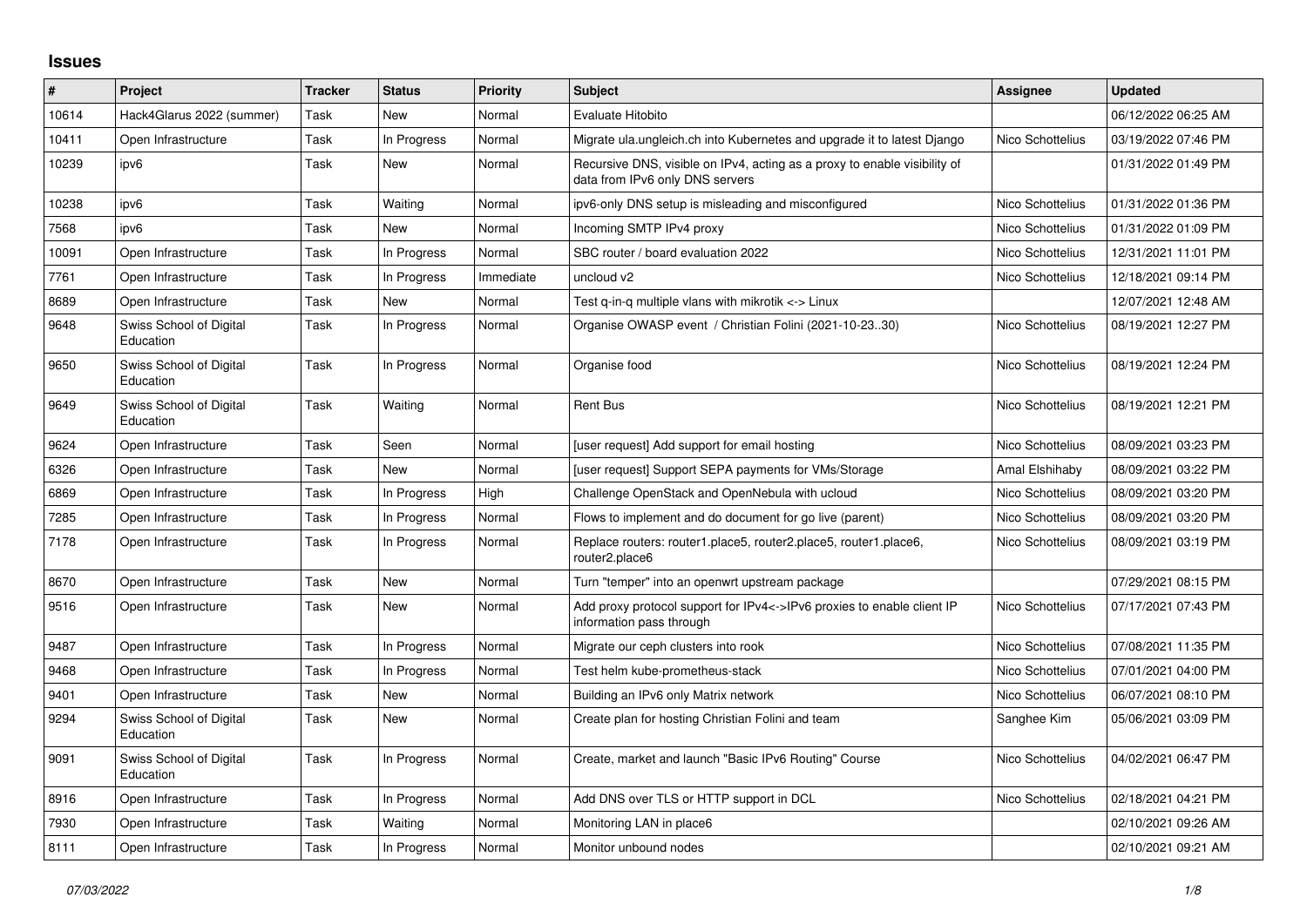# Issues

| # | Project | Tracker | Status | Priority | Subject | Assignee | Updated |
|---|---|---|---|---|---|---|---|
| 10614 | Hack4Glarus 2022 (summer) | Task | New | Normal | Evaluate Hitobito | | 06/12/2022 06:25 AM |
| 10411 | Open Infrastructure | Task | In Progress | Normal | Migrate ula.ungleich.ch into Kubernetes and upgrade it to latest Django | Nico Schottelius | 03/19/2022 07:46 PM |
| 10239 | ipv6 | Task | New | Normal | Recursive DNS, visible on IPv4, acting as a proxy to enable visibility of data from IPv6 only DNS servers | | 01/31/2022 01:49 PM |
| 10238 | ipv6 | Task | Waiting | Normal | ipv6-only DNS setup is misleading and misconfigured | Nico Schottelius | 01/31/2022 01:36 PM |
| 7568 | ipv6 | Task | New | Normal | Incoming SMTP IPv4 proxy | Nico Schottelius | 01/31/2022 01:09 PM |
| 10091 | Open Infrastructure | Task | In Progress | Normal | SBC router / board evaluation 2022 | Nico Schottelius | 12/31/2021 11:01 PM |
| 7761 | Open Infrastructure | Task | In Progress | Immediate | uncloud v2 | Nico Schottelius | 12/18/2021 09:14 PM |
| 8689 | Open Infrastructure | Task | New | Normal | Test q-in-q multiple vlans with mikrotik <-> Linux | | 12/07/2021 12:48 AM |
| 9648 | Swiss School of Digital Education | Task | In Progress | Normal | Organise OWASP event / Christian Folini (2021-10-23..30) | Nico Schottelius | 08/19/2021 12:27 PM |
| 9650 | Swiss School of Digital Education | Task | In Progress | Normal | Organise food | Nico Schottelius | 08/19/2021 12:24 PM |
| 9649 | Swiss School of Digital Education | Task | Waiting | Normal | Rent Bus | Nico Schottelius | 08/19/2021 12:21 PM |
| 9624 | Open Infrastructure | Task | Seen | Normal | [user request] Add support for email hosting | Nico Schottelius | 08/09/2021 03:23 PM |
| 6326 | Open Infrastructure | Task | New | Normal | [user request] Support SEPA payments for VMs/Storage | Amal Elshihaby | 08/09/2021 03:22 PM |
| 6869 | Open Infrastructure | Task | In Progress | High | Challenge OpenStack and OpenNebula with ucloud | Nico Schottelius | 08/09/2021 03:20 PM |
| 7285 | Open Infrastructure | Task | In Progress | Normal | Flows to implement and do document for go live (parent) | Nico Schottelius | 08/09/2021 03:20 PM |
| 7178 | Open Infrastructure | Task | In Progress | Normal | Replace routers: router1.place5, router2.place5, router1.place6, router2.place6 | Nico Schottelius | 08/09/2021 03:19 PM |
| 8670 | Open Infrastructure | Task | New | Normal | Turn "temper" into an openwrt upstream package | | 07/29/2021 08:15 PM |
| 9516 | Open Infrastructure | Task | New | Normal | Add proxy protocol support for IPv4<->IPv6 proxies to enable client IP information pass through | Nico Schottelius | 07/17/2021 07:43 PM |
| 9487 | Open Infrastructure | Task | In Progress | Normal | Migrate our ceph clusters into rook | Nico Schottelius | 07/08/2021 11:35 PM |
| 9468 | Open Infrastructure | Task | In Progress | Normal | Test helm kube-prometheus-stack | Nico Schottelius | 07/01/2021 04:00 PM |
| 9401 | Open Infrastructure | Task | New | Normal | Building an IPv6 only Matrix network | Nico Schottelius | 06/07/2021 08:10 PM |
| 9294 | Swiss School of Digital Education | Task | New | Normal | Create plan for hosting Christian Folini and team | Sanghee Kim | 05/06/2021 03:09 PM |
| 9091 | Swiss School of Digital Education | Task | In Progress | Normal | Create, market and launch "Basic IPv6 Routing" Course | Nico Schottelius | 04/02/2021 06:47 PM |
| 8916 | Open Infrastructure | Task | In Progress | Normal | Add DNS over TLS or HTTP support in DCL | Nico Schottelius | 02/18/2021 04:21 PM |
| 7930 | Open Infrastructure | Task | Waiting | Normal | Monitoring LAN in place6 | | 02/10/2021 09:26 AM |
| 8111 | Open Infrastructure | Task | In Progress | Normal | Monitor unbound nodes | | 02/10/2021 09:21 AM |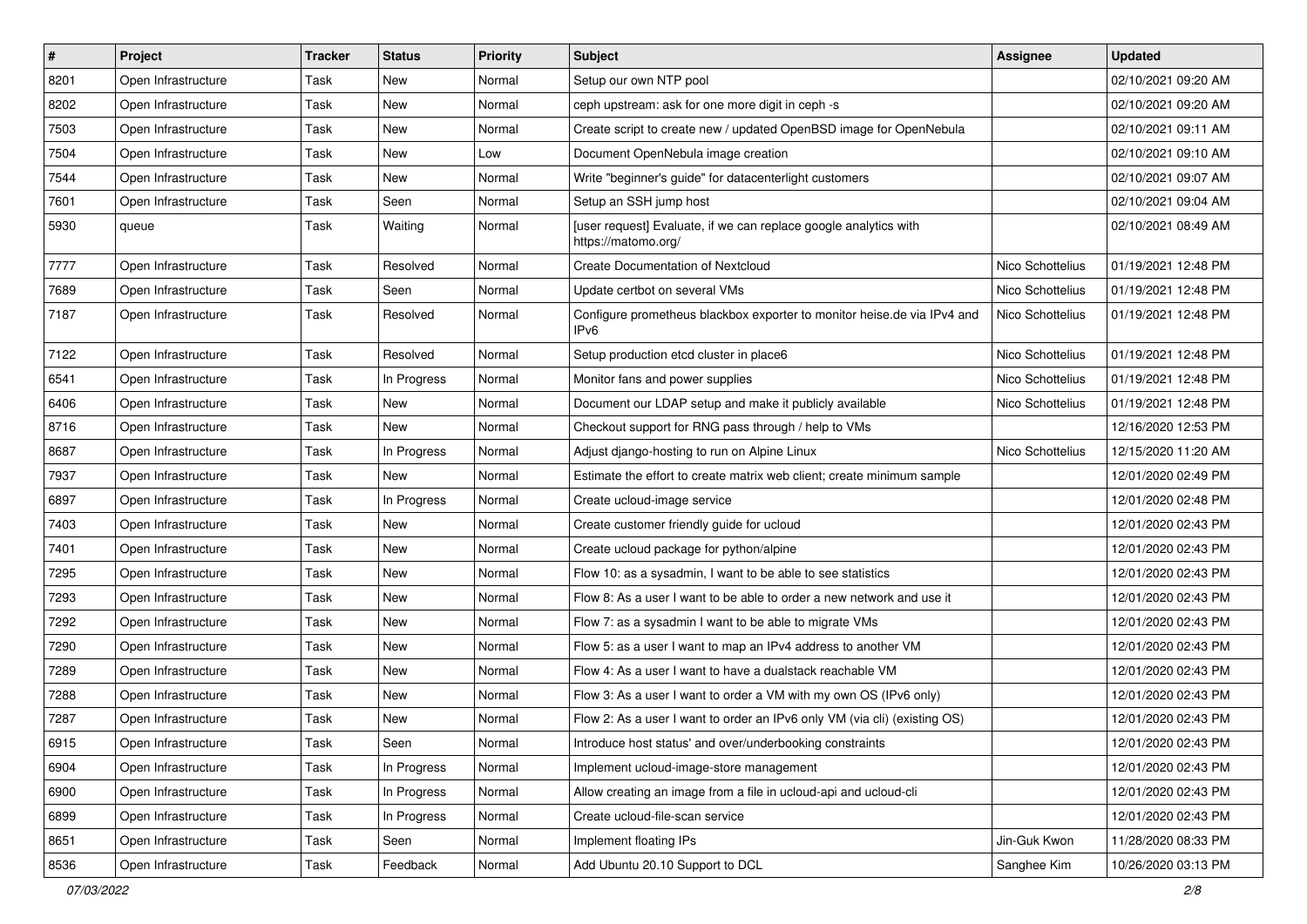| # | Project | Tracker | Status | Priority | Subject | Assignee | Updated |
| --- | --- | --- | --- | --- | --- | --- | --- |
| 8201 | Open Infrastructure | Task | New | Normal | Setup our own NTP pool | | 02/10/2021 09:20 AM |
| 8202 | Open Infrastructure | Task | New | Normal | ceph upstream: ask for one more digit in ceph -s | | 02/10/2021 09:20 AM |
| 7503 | Open Infrastructure | Task | New | Normal | Create script to create new / updated OpenBSD image for OpenNebula | | 02/10/2021 09:11 AM |
| 7504 | Open Infrastructure | Task | New | Low | Document OpenNebula image creation | | 02/10/2021 09:10 AM |
| 7544 | Open Infrastructure | Task | New | Normal | Write "beginner's guide" for datacenterlight customers | | 02/10/2021 09:07 AM |
| 7601 | Open Infrastructure | Task | Seen | Normal | Setup an SSH jump host | | 02/10/2021 09:04 AM |
| 5930 | queue | Task | Waiting | Normal | [user request] Evaluate, if we can replace google analytics with https://matomo.org/ | | 02/10/2021 08:49 AM |
| 7777 | Open Infrastructure | Task | Resolved | Normal | Create Documentation of Nextcloud | Nico Schottelius | 01/19/2021 12:48 PM |
| 7689 | Open Infrastructure | Task | Seen | Normal | Update certbot on several VMs | Nico Schottelius | 01/19/2021 12:48 PM |
| 7187 | Open Infrastructure | Task | Resolved | Normal | Configure prometheus blackbox exporter to monitor heise.de via IPv4 and IPv6 | Nico Schottelius | 01/19/2021 12:48 PM |
| 7122 | Open Infrastructure | Task | Resolved | Normal | Setup production etcd cluster in place6 | Nico Schottelius | 01/19/2021 12:48 PM |
| 6541 | Open Infrastructure | Task | In Progress | Normal | Monitor fans and power supplies | Nico Schottelius | 01/19/2021 12:48 PM |
| 6406 | Open Infrastructure | Task | New | Normal | Document our LDAP setup and make it publicly available | Nico Schottelius | 01/19/2021 12:48 PM |
| 8716 | Open Infrastructure | Task | New | Normal | Checkout support for RNG pass through / help to VMs | | 12/16/2020 12:53 PM |
| 8687 | Open Infrastructure | Task | In Progress | Normal | Adjust django-hosting to run on Alpine Linux | Nico Schottelius | 12/15/2020 11:20 AM |
| 7937 | Open Infrastructure | Task | New | Normal | Estimate the effort to create matrix web client; create minimum sample | | 12/01/2020 02:49 PM |
| 6897 | Open Infrastructure | Task | In Progress | Normal | Create ucloud-image service | | 12/01/2020 02:48 PM |
| 7403 | Open Infrastructure | Task | New | Normal | Create customer friendly guide for ucloud | | 12/01/2020 02:43 PM |
| 7401 | Open Infrastructure | Task | New | Normal | Create ucloud package for python/alpine | | 12/01/2020 02:43 PM |
| 7295 | Open Infrastructure | Task | New | Normal | Flow 10: as a sysadmin, I want to be able to see statistics | | 12/01/2020 02:43 PM |
| 7293 | Open Infrastructure | Task | New | Normal | Flow 8: As a user I want to be able to order a new network and use it | | 12/01/2020 02:43 PM |
| 7292 | Open Infrastructure | Task | New | Normal | Flow 7: as a sysadmin I want to be able to migrate VMs | | 12/01/2020 02:43 PM |
| 7290 | Open Infrastructure | Task | New | Normal | Flow 5: as a user I want to map an IPv4 address to another VM | | 12/01/2020 02:43 PM |
| 7289 | Open Infrastructure | Task | New | Normal | Flow 4: As a user I want to have a dualstack reachable VM | | 12/01/2020 02:43 PM |
| 7288 | Open Infrastructure | Task | New | Normal | Flow 3: As a user I want to order a VM with my own OS (IPv6 only) | | 12/01/2020 02:43 PM |
| 7287 | Open Infrastructure | Task | New | Normal | Flow 2: As a user I want to order an IPv6 only VM (via cli) (existing OS) | | 12/01/2020 02:43 PM |
| 6915 | Open Infrastructure | Task | Seen | Normal | Introduce host status' and over/underbooking constraints | | 12/01/2020 02:43 PM |
| 6904 | Open Infrastructure | Task | In Progress | Normal | Implement ucloud-image-store management | | 12/01/2020 02:43 PM |
| 6900 | Open Infrastructure | Task | In Progress | Normal | Allow creating an image from a file in ucloud-api and ucloud-cli | | 12/01/2020 02:43 PM |
| 6899 | Open Infrastructure | Task | In Progress | Normal | Create ucloud-file-scan service | | 12/01/2020 02:43 PM |
| 8651 | Open Infrastructure | Task | Seen | Normal | Implement floating IPs | Jin-Guk Kwon | 11/28/2020 08:33 PM |
| 8536 | Open Infrastructure | Task | Feedback | Normal | Add Ubuntu 20.10 Support to DCL | Sanghee Kim | 10/26/2020 03:13 PM |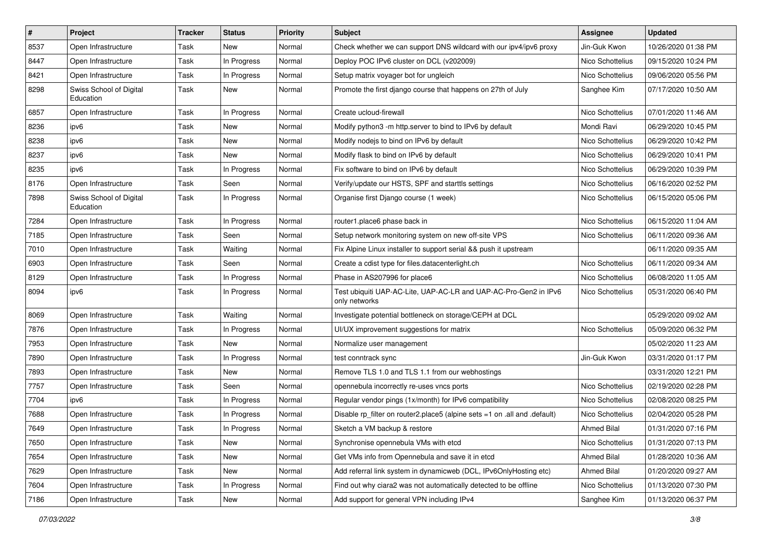| # | Project | Tracker | Status | Priority | Subject | Assignee | Updated |
|---|---|---|---|---|---|---|---|
| 8537 | Open Infrastructure | Task | New | Normal | Check whether we can support DNS wildcard with our ipv4/ipv6 proxy | Jin-Guk Kwon | 10/26/2020 01:38 PM |
| 8447 | Open Infrastructure | Task | In Progress | Normal | Deploy POC IPv6 cluster on DCL (v202009) | Nico Schottelius | 09/15/2020 10:24 PM |
| 8421 | Open Infrastructure | Task | In Progress | Normal | Setup matrix voyager bot for ungleich | Nico Schottelius | 09/06/2020 05:56 PM |
| 8298 | Swiss School of Digital Education | Task | New | Normal | Promote the first django course that happens on 27th of July | Sanghee Kim | 07/17/2020 10:50 AM |
| 6857 | Open Infrastructure | Task | In Progress | Normal | Create ucloud-firewall | Nico Schottelius | 07/01/2020 11:46 AM |
| 8236 | ipv6 | Task | New | Normal | Modify python3 -m http.server to bind to IPv6 by default | Mondi Ravi | 06/29/2020 10:45 PM |
| 8238 | ipv6 | Task | New | Normal | Modify nodejs to bind on IPv6 by default | Nico Schottelius | 06/29/2020 10:42 PM |
| 8237 | ipv6 | Task | New | Normal | Modify flask to bind on IPv6 by default | Nico Schottelius | 06/29/2020 10:41 PM |
| 8235 | ipv6 | Task | In Progress | Normal | Fix software to bind on IPv6 by default | Nico Schottelius | 06/29/2020 10:39 PM |
| 8176 | Open Infrastructure | Task | Seen | Normal | Verify/update our HSTS, SPF and starttls settings | Nico Schottelius | 06/16/2020 02:52 PM |
| 7898 | Swiss School of Digital Education | Task | In Progress | Normal | Organise first Django course (1 week) | Nico Schottelius | 06/15/2020 05:06 PM |
| 7284 | Open Infrastructure | Task | In Progress | Normal | router1.place6 phase back in | Nico Schottelius | 06/15/2020 11:04 AM |
| 7185 | Open Infrastructure | Task | Seen | Normal | Setup network monitoring system on new off-site VPS | Nico Schottelius | 06/11/2020 09:36 AM |
| 7010 | Open Infrastructure | Task | Waiting | Normal | Fix Alpine Linux installer to support serial && push it upstream | | 06/11/2020 09:35 AM |
| 6903 | Open Infrastructure | Task | Seen | Normal | Create a cdist type for files.datacenterlight.ch | Nico Schottelius | 06/11/2020 09:34 AM |
| 8129 | Open Infrastructure | Task | In Progress | Normal | Phase in AS207996 for place6 | Nico Schottelius | 06/08/2020 11:05 AM |
| 8094 | ipv6 | Task | In Progress | Normal | Test ubiquiti UAP-AC-Lite, UAP-AC-LR and UAP-AC-Pro-Gen2 in IPv6 only networks | Nico Schottelius | 05/31/2020 06:40 PM |
| 8069 | Open Infrastructure | Task | Waiting | Normal | Investigate potential bottleneck on storage/CEPH at DCL | | 05/29/2020 09:02 AM |
| 7876 | Open Infrastructure | Task | In Progress | Normal | UI/UX improvement suggestions for matrix | Nico Schottelius | 05/09/2020 06:32 PM |
| 7953 | Open Infrastructure | Task | New | Normal | Normalize user management | | 05/02/2020 11:23 AM |
| 7890 | Open Infrastructure | Task | In Progress | Normal | test conntrack sync | Jin-Guk Kwon | 03/31/2020 01:17 PM |
| 7893 | Open Infrastructure | Task | New | Normal | Remove TLS 1.0 and TLS 1.1 from our webhostings | | 03/31/2020 12:21 PM |
| 7757 | Open Infrastructure | Task | Seen | Normal | opennebula incorrectly re-uses vncs ports | Nico Schottelius | 02/19/2020 02:28 PM |
| 7704 | ipv6 | Task | In Progress | Normal | Regular vendor pings (1x/month) for IPv6 compatibility | Nico Schottelius | 02/08/2020 08:25 PM |
| 7688 | Open Infrastructure | Task | In Progress | Normal | Disable rp_filter on router2.place5 (alpine sets =1 on .all and .default) | Nico Schottelius | 02/04/2020 05:28 PM |
| 7649 | Open Infrastructure | Task | In Progress | Normal | Sketch a VM backup & restore | Ahmed Bilal | 01/31/2020 07:16 PM |
| 7650 | Open Infrastructure | Task | New | Normal | Synchronise opennebula VMs with etcd | Nico Schottelius | 01/31/2020 07:13 PM |
| 7654 | Open Infrastructure | Task | New | Normal | Get VMs info from Opennebula and save it in etcd | Ahmed Bilal | 01/28/2020 10:36 AM |
| 7629 | Open Infrastructure | Task | New | Normal | Add referral link system in dynamicweb (DCL, IPv6OnlyHosting etc) | Ahmed Bilal | 01/20/2020 09:27 AM |
| 7604 | Open Infrastructure | Task | In Progress | Normal | Find out why ciara2 was not automatically detected to be offline | Nico Schottelius | 01/13/2020 07:30 PM |
| 7186 | Open Infrastructure | Task | New | Normal | Add support for general VPN including IPv4 | Sanghee Kim | 01/13/2020 06:37 PM |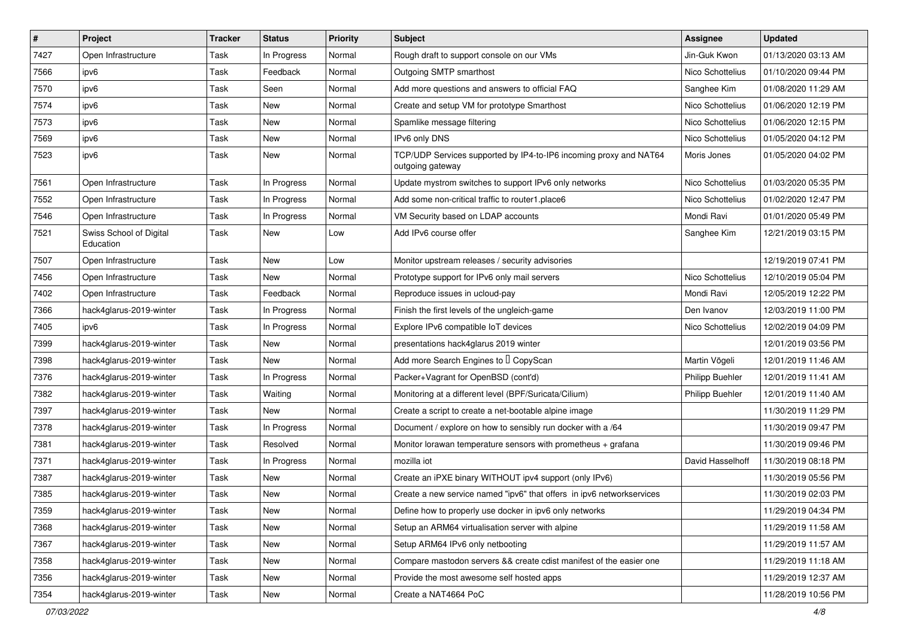| # | Project | Tracker | Status | Priority | Subject | Assignee | Updated |
|---|---|---|---|---|---|---|---|
| 7427 | Open Infrastructure | Task | In Progress | Normal | Rough draft to support console on our VMs | Jin-Guk Kwon | 01/13/2020 03:13 AM |
| 7566 | ipv6 | Task | Feedback | Normal | Outgoing SMTP smarthost | Nico Schottelius | 01/10/2020 09:44 PM |
| 7570 | ipv6 | Task | Seen | Normal | Add more questions and answers to official FAQ | Sanghee Kim | 01/08/2020 11:29 AM |
| 7574 | ipv6 | Task | New | Normal | Create and setup VM for prototype Smarthost | Nico Schottelius | 01/06/2020 12:19 PM |
| 7573 | ipv6 | Task | New | Normal | Spamlike message filtering | Nico Schottelius | 01/06/2020 12:15 PM |
| 7569 | ipv6 | Task | New | Normal | IPv6 only DNS | Nico Schottelius | 01/05/2020 04:12 PM |
| 7523 | ipv6 | Task | New | Normal | TCP/UDP Services supported by IP4-to-IP6 incoming proxy and NAT64 outgoing gateway | Moris Jones | 01/05/2020 04:02 PM |
| 7561 | Open Infrastructure | Task | In Progress | Normal | Update mystrom switches to support IPv6 only networks | Nico Schottelius | 01/03/2020 05:35 PM |
| 7552 | Open Infrastructure | Task | In Progress | Normal | Add some non-critical traffic to router1.place6 | Nico Schottelius | 01/02/2020 12:47 PM |
| 7546 | Open Infrastructure | Task | In Progress | Normal | VM Security based on LDAP accounts | Mondi Ravi | 01/01/2020 05:49 PM |
| 7521 | Swiss School of Digital Education | Task | New | Low | Add IPv6 course offer | Sanghee Kim | 12/21/2019 03:15 PM |
| 7507 | Open Infrastructure | Task | New | Low | Monitor upstream releases / security advisories | | 12/19/2019 07:41 PM |
| 7456 | Open Infrastructure | Task | New | Normal | Prototype support for IPv6 only mail servers | Nico Schottelius | 12/10/2019 05:04 PM |
| 7402 | Open Infrastructure | Task | Feedback | Normal | Reproduce issues in ucloud-pay | Mondi Ravi | 12/05/2019 12:22 PM |
| 7366 | hack4glarus-2019-winter | Task | In Progress | Normal | Finish the first levels of the ungleich-game | Den Ivanov | 12/03/2019 11:00 PM |
| 7405 | ipv6 | Task | In Progress | Normal | Explore IPv6 compatible IoT devices | Nico Schottelius | 12/02/2019 04:09 PM |
| 7399 | hack4glarus-2019-winter | Task | New | Normal | presentations hack4glarus 2019 winter | | 12/01/2019 03:56 PM |
| 7398 | hack4glarus-2019-winter | Task | New | Normal | Add more Search Engines to  CopyScan | Martin Vögeli | 12/01/2019 11:46 AM |
| 7376 | hack4glarus-2019-winter | Task | In Progress | Normal | Packer+Vagrant for OpenBSD (cont'd) | Philipp Buehler | 12/01/2019 11:41 AM |
| 7382 | hack4glarus-2019-winter | Task | Waiting | Normal | Monitoring at a different level (BPF/Suricata/Cilium) | Philipp Buehler | 12/01/2019 11:40 AM |
| 7397 | hack4glarus-2019-winter | Task | New | Normal | Create a script to create a net-bootable alpine image | | 11/30/2019 11:29 PM |
| 7378 | hack4glarus-2019-winter | Task | In Progress | Normal | Document / explore on how to sensibly run docker with a /64 | | 11/30/2019 09:47 PM |
| 7381 | hack4glarus-2019-winter | Task | Resolved | Normal | Monitor lorawan temperature sensors with prometheus + grafana | | 11/30/2019 09:46 PM |
| 7371 | hack4glarus-2019-winter | Task | In Progress | Normal | mozilla iot | David Hasselhoff | 11/30/2019 08:18 PM |
| 7387 | hack4glarus-2019-winter | Task | New | Normal | Create an iPXE binary WITHOUT ipv4 support (only IPv6) | | 11/30/2019 05:56 PM |
| 7385 | hack4glarus-2019-winter | Task | New | Normal | Create a new service named "ipv6" that offers in ipv6 networkservices | | 11/30/2019 02:03 PM |
| 7359 | hack4glarus-2019-winter | Task | New | Normal | Define how to properly use docker in ipv6 only networks | | 11/29/2019 04:34 PM |
| 7368 | hack4glarus-2019-winter | Task | New | Normal | Setup an ARM64 virtualisation server with alpine | | 11/29/2019 11:58 AM |
| 7367 | hack4glarus-2019-winter | Task | New | Normal | Setup ARM64 IPv6 only netbooting | | 11/29/2019 11:57 AM |
| 7358 | hack4glarus-2019-winter | Task | New | Normal | Compare mastodon servers && create cdist manifest of the easier one | | 11/29/2019 11:18 AM |
| 7356 | hack4glarus-2019-winter | Task | New | Normal | Provide the most awesome self hosted apps | | 11/29/2019 12:37 AM |
| 7354 | hack4glarus-2019-winter | Task | New | Normal | Create a NAT4664 PoC | | 11/28/2019 10:56 PM |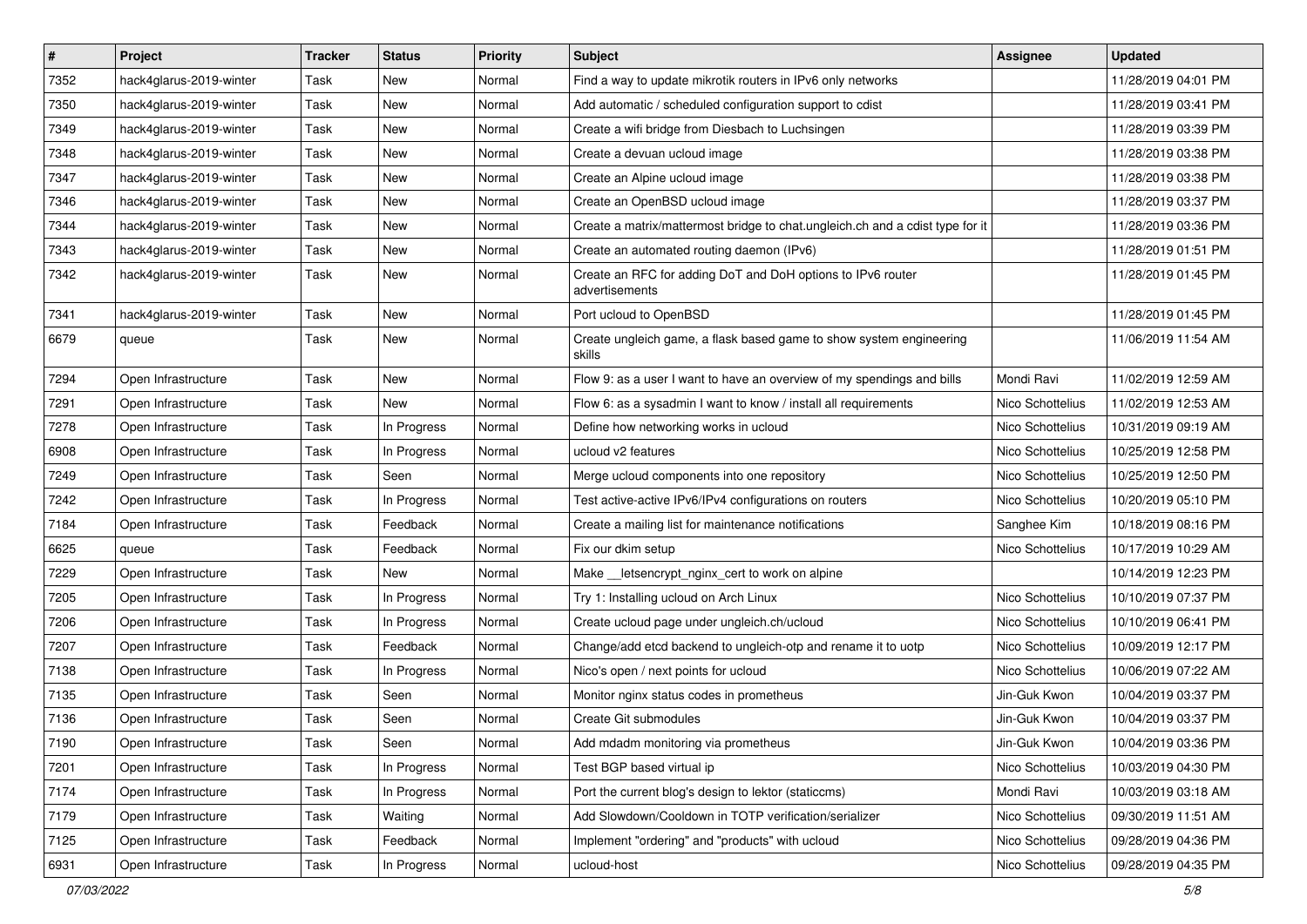| # | Project | Tracker | Status | Priority | Subject | Assignee | Updated |
|---|---|---|---|---|---|---|---|
| 7352 | hack4glarus-2019-winter | Task | New | Normal | Find a way to update mikrotik routers in IPv6 only networks | | 11/28/2019 04:01 PM |
| 7350 | hack4glarus-2019-winter | Task | New | Normal | Add automatic / scheduled configuration support to cdist | | 11/28/2019 03:41 PM |
| 7349 | hack4glarus-2019-winter | Task | New | Normal | Create a wifi bridge from Diesbach to Luchsingen | | 11/28/2019 03:39 PM |
| 7348 | hack4glarus-2019-winter | Task | New | Normal | Create a devuan ucloud image | | 11/28/2019 03:38 PM |
| 7347 | hack4glarus-2019-winter | Task | New | Normal | Create an Alpine ucloud image | | 11/28/2019 03:38 PM |
| 7346 | hack4glarus-2019-winter | Task | New | Normal | Create an OpenBSD ucloud image | | 11/28/2019 03:37 PM |
| 7344 | hack4glarus-2019-winter | Task | New | Normal | Create a matrix/mattermost bridge to chat.ungleich.ch and a cdist type for it | | 11/28/2019 03:36 PM |
| 7343 | hack4glarus-2019-winter | Task | New | Normal | Create an automated routing daemon (IPv6) | | 11/28/2019 01:51 PM |
| 7342 | hack4glarus-2019-winter | Task | New | Normal | Create an RFC for adding DoT and DoH options to IPv6 router advertisements | | 11/28/2019 01:45 PM |
| 7341 | hack4glarus-2019-winter | Task | New | Normal | Port ucloud to OpenBSD | | 11/28/2019 01:45 PM |
| 6679 | queue | Task | New | Normal | Create ungleich game, a flask based game to show system engineering skills | | 11/06/2019 11:54 AM |
| 7294 | Open Infrastructure | Task | New | Normal | Flow 9: as a user I want to have an overview of my spendings and bills | Mondi Ravi | 11/02/2019 12:59 AM |
| 7291 | Open Infrastructure | Task | New | Normal | Flow 6: as a sysadmin I want to know / install all requirements | Nico Schottelius | 11/02/2019 12:53 AM |
| 7278 | Open Infrastructure | Task | In Progress | Normal | Define how networking works in ucloud | Nico Schottelius | 10/31/2019 09:19 AM |
| 6908 | Open Infrastructure | Task | In Progress | Normal | ucloud v2 features | Nico Schottelius | 10/25/2019 12:58 PM |
| 7249 | Open Infrastructure | Task | Seen | Normal | Merge ucloud components into one repository | Nico Schottelius | 10/25/2019 12:50 PM |
| 7242 | Open Infrastructure | Task | In Progress | Normal | Test active-active IPv6/IPv4 configurations on routers | Nico Schottelius | 10/20/2019 05:10 PM |
| 7184 | Open Infrastructure | Task | Feedback | Normal | Create a mailing list for maintenance notifications | Sanghee Kim | 10/18/2019 08:16 PM |
| 6625 | queue | Task | Feedback | Normal | Fix our dkim setup | Nico Schottelius | 10/17/2019 10:29 AM |
| 7229 | Open Infrastructure | Task | New | Normal | Make __letsencrypt_nginx_cert to work on alpine | | 10/14/2019 12:23 PM |
| 7205 | Open Infrastructure | Task | In Progress | Normal | Try 1: Installing ucloud on Arch Linux | Nico Schottelius | 10/10/2019 07:37 PM |
| 7206 | Open Infrastructure | Task | In Progress | Normal | Create ucloud page under ungleich.ch/ucloud | Nico Schottelius | 10/10/2019 06:41 PM |
| 7207 | Open Infrastructure | Task | Feedback | Normal | Change/add etcd backend to ungleich-otp and rename it to uotp | Nico Schottelius | 10/09/2019 12:17 PM |
| 7138 | Open Infrastructure | Task | In Progress | Normal | Nico's open / next points for ucloud | Nico Schottelius | 10/06/2019 07:22 AM |
| 7135 | Open Infrastructure | Task | Seen | Normal | Monitor nginx status codes in prometheus | Jin-Guk Kwon | 10/04/2019 03:37 PM |
| 7136 | Open Infrastructure | Task | Seen | Normal | Create Git submodules | Jin-Guk Kwon | 10/04/2019 03:37 PM |
| 7190 | Open Infrastructure | Task | Seen | Normal | Add mdadm monitoring via prometheus | Jin-Guk Kwon | 10/04/2019 03:36 PM |
| 7201 | Open Infrastructure | Task | In Progress | Normal | Test BGP based virtual ip | Nico Schottelius | 10/03/2019 04:30 PM |
| 7174 | Open Infrastructure | Task | In Progress | Normal | Port the current blog's design to lektor (staticcms) | Mondi Ravi | 10/03/2019 03:18 AM |
| 7179 | Open Infrastructure | Task | Waiting | Normal | Add Slowdown/Cooldown in TOTP verification/serializer | Nico Schottelius | 09/30/2019 11:51 AM |
| 7125 | Open Infrastructure | Task | Feedback | Normal | Implement "ordering" and "products" with ucloud | Nico Schottelius | 09/28/2019 04:36 PM |
| 6931 | Open Infrastructure | Task | In Progress | Normal | ucloud-host | Nico Schottelius | 09/28/2019 04:35 PM |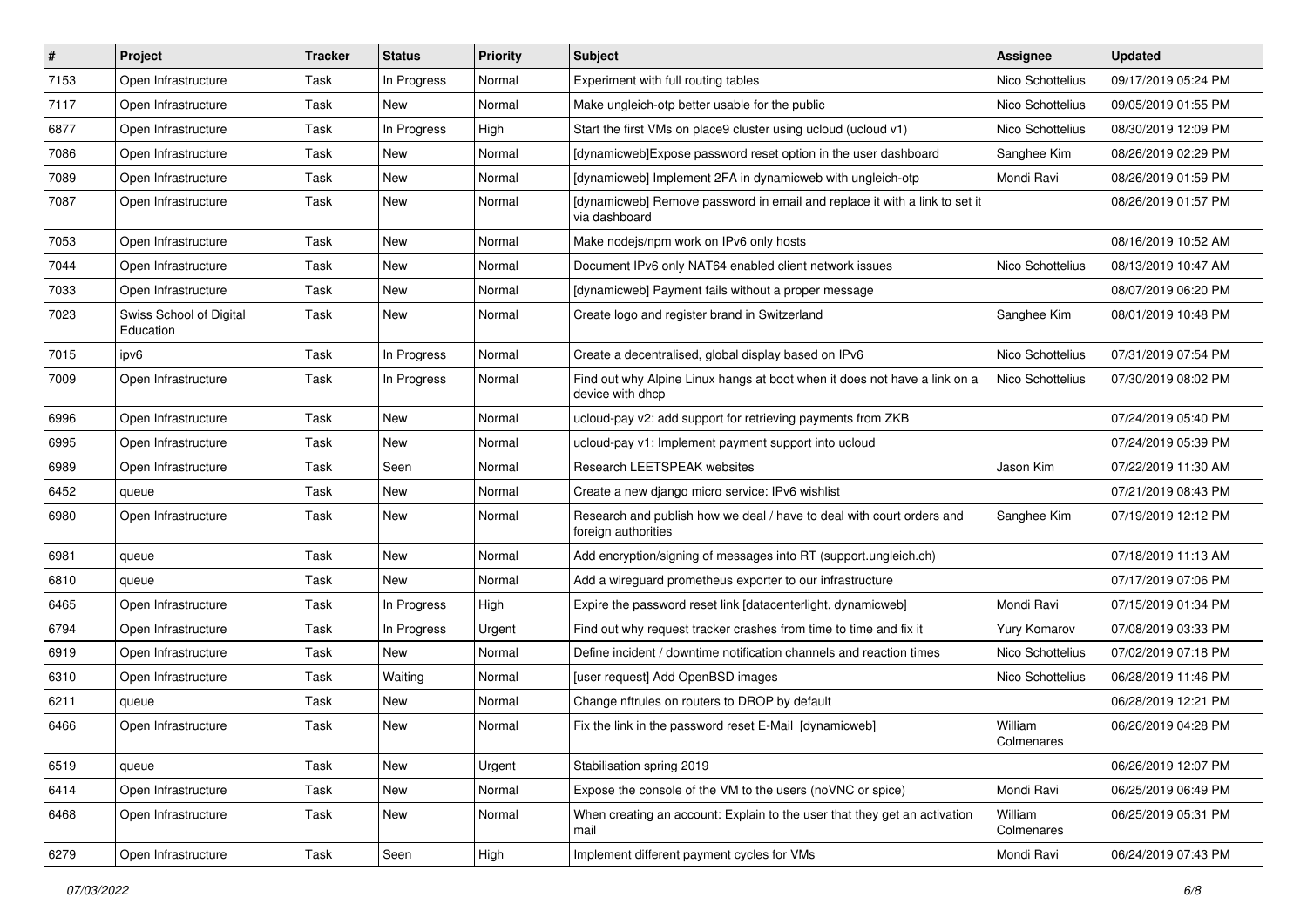| # | Project | Tracker | Status | Priority | Subject | Assignee | Updated |
|---|---|---|---|---|---|---|---|
| 7153 | Open Infrastructure | Task | In Progress | Normal | Experiment with full routing tables | Nico Schottelius | 09/17/2019 05:24 PM |
| 7117 | Open Infrastructure | Task | New | Normal | Make ungleich-otp better usable for the public | Nico Schottelius | 09/05/2019 01:55 PM |
| 6877 | Open Infrastructure | Task | In Progress | High | Start the first VMs on place9 cluster using ucloud (ucloud v1) | Nico Schottelius | 08/30/2019 12:09 PM |
| 7086 | Open Infrastructure | Task | New | Normal | [dynamicweb]Expose password reset option in the user dashboard | Sanghee Kim | 08/26/2019 02:29 PM |
| 7089 | Open Infrastructure | Task | New | Normal | [dynamicweb] Implement 2FA in dynamicweb with ungleich-otp | Mondi Ravi | 08/26/2019 01:59 PM |
| 7087 | Open Infrastructure | Task | New | Normal | [dynamicweb] Remove password in email and replace it with a link to set it via dashboard | | 08/26/2019 01:57 PM |
| 7053 | Open Infrastructure | Task | New | Normal | Make nodejs/npm work on IPv6 only hosts | | 08/16/2019 10:52 AM |
| 7044 | Open Infrastructure | Task | New | Normal | Document IPv6 only NAT64 enabled client network issues | Nico Schottelius | 08/13/2019 10:47 AM |
| 7033 | Open Infrastructure | Task | New | Normal | [dynamicweb] Payment fails without a proper message | | 08/07/2019 06:20 PM |
| 7023 | Swiss School of Digital Education | Task | New | Normal | Create logo and register brand in Switzerland | Sanghee Kim | 08/01/2019 10:48 PM |
| 7015 | ipv6 | Task | In Progress | Normal | Create a decentralised, global display based on IPv6 | Nico Schottelius | 07/31/2019 07:54 PM |
| 7009 | Open Infrastructure | Task | In Progress | Normal | Find out why Alpine Linux hangs at boot when it does not have a link on a device with dhcp | Nico Schottelius | 07/30/2019 08:02 PM |
| 6996 | Open Infrastructure | Task | New | Normal | ucloud-pay v2: add support for retrieving payments from ZKB | | 07/24/2019 05:40 PM |
| 6995 | Open Infrastructure | Task | New | Normal | ucloud-pay v1: Implement payment support into ucloud | | 07/24/2019 05:39 PM |
| 6989 | Open Infrastructure | Task | Seen | Normal | Research LEETSPEAK websites | Jason Kim | 07/22/2019 11:30 AM |
| 6452 | queue | Task | New | Normal | Create a new django micro service: IPv6 wishlist | | 07/21/2019 08:43 PM |
| 6980 | Open Infrastructure | Task | New | Normal | Research and publish how we deal / have to deal with court orders and foreign authorities | Sanghee Kim | 07/19/2019 12:12 PM |
| 6981 | queue | Task | New | Normal | Add encryption/signing of messages into RT (support.ungleich.ch) | | 07/18/2019 11:13 AM |
| 6810 | queue | Task | New | Normal | Add a wireguard prometheus exporter to our infrastructure | | 07/17/2019 07:06 PM |
| 6465 | Open Infrastructure | Task | In Progress | High | Expire the password reset link [datacenterlight, dynamicweb] | Mondi Ravi | 07/15/2019 01:34 PM |
| 6794 | Open Infrastructure | Task | In Progress | Urgent | Find out why request tracker crashes from time to time and fix it | Yury Komarov | 07/08/2019 03:33 PM |
| 6919 | Open Infrastructure | Task | New | Normal | Define incident / downtime notification channels and reaction times | Nico Schottelius | 07/02/2019 07:18 PM |
| 6310 | Open Infrastructure | Task | Waiting | Normal | [user request] Add OpenBSD images | Nico Schottelius | 06/28/2019 11:46 PM |
| 6211 | queue | Task | New | Normal | Change nftrules on routers to DROP by default | | 06/28/2019 12:21 PM |
| 6466 | Open Infrastructure | Task | New | Normal | Fix the link in the password reset E-Mail [dynamicweb] | William Colmenares | 06/26/2019 04:28 PM |
| 6519 | queue | Task | New | Urgent | Stabilisation spring 2019 | | 06/26/2019 12:07 PM |
| 6414 | Open Infrastructure | Task | New | Normal | Expose the console of the VM to the users (noVNC or spice) | Mondi Ravi | 06/25/2019 06:49 PM |
| 6468 | Open Infrastructure | Task | New | Normal | When creating an account: Explain to the user that they get an activation mail | William Colmenares | 06/25/2019 05:31 PM |
| 6279 | Open Infrastructure | Task | Seen | High | Implement different payment cycles for VMs | Mondi Ravi | 06/24/2019 07:43 PM |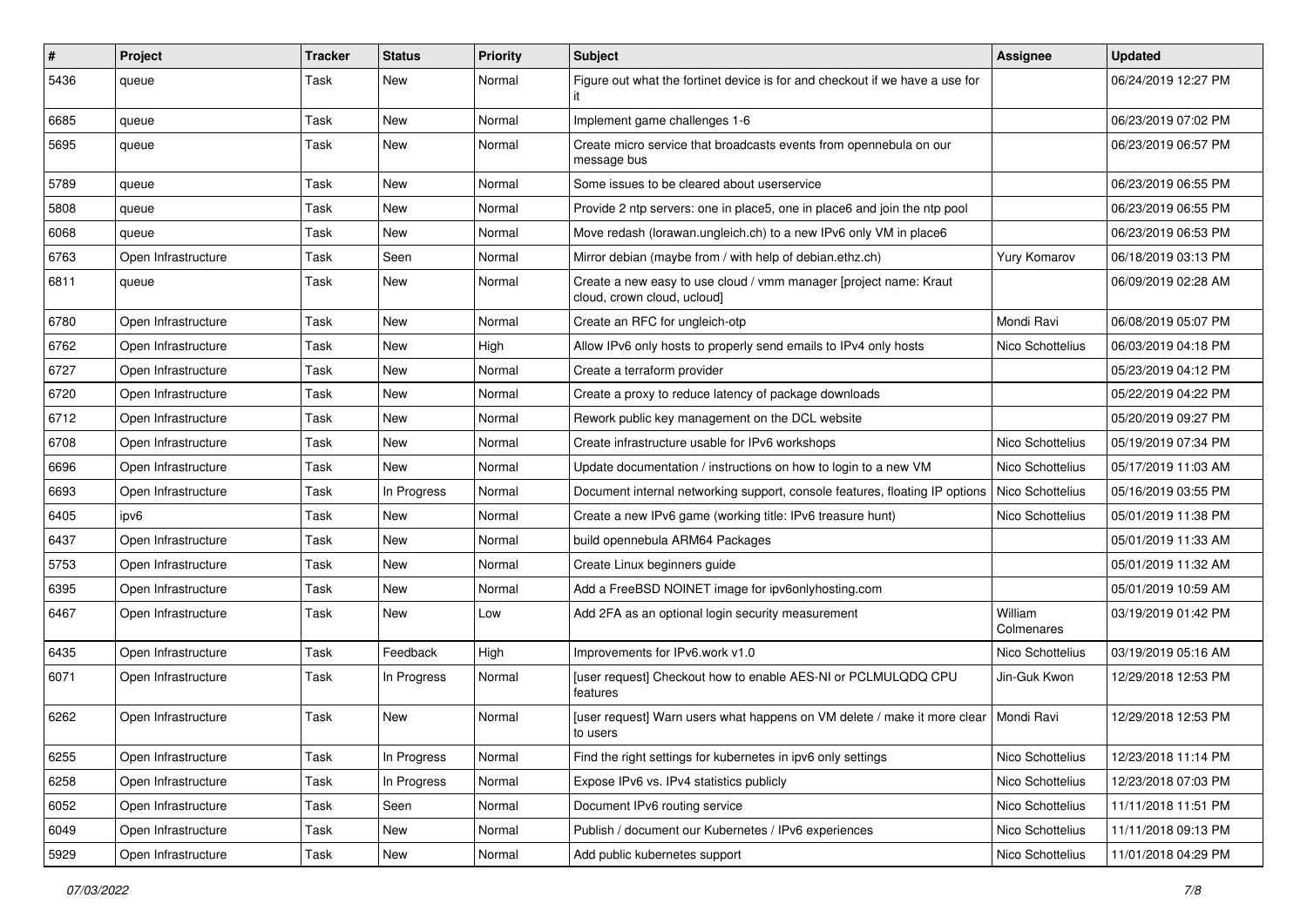| # | Project | Tracker | Status | Priority | Subject | Assignee | Updated |
|---|---|---|---|---|---|---|---|
| 5436 | queue | Task | New | Normal | Figure out what the fortinet device is for and checkout if we have a use for it | | 06/24/2019 12:27 PM |
| 6685 | queue | Task | New | Normal | Implement game challenges 1-6 | | 06/23/2019 07:02 PM |
| 5695 | queue | Task | New | Normal | Create micro service that broadcasts events from opennebula on our message bus | | 06/23/2019 06:57 PM |
| 5789 | queue | Task | New | Normal | Some issues to be cleared about userservice | | 06/23/2019 06:55 PM |
| 5808 | queue | Task | New | Normal | Provide 2 ntp servers: one in place5, one in place6 and join the ntp pool | | 06/23/2019 06:55 PM |
| 6068 | queue | Task | New | Normal | Move redash (lorawan.ungleich.ch) to a new IPv6 only VM in place6 | | 06/23/2019 06:53 PM |
| 6763 | Open Infrastructure | Task | Seen | Normal | Mirror debian (maybe from / with help of debian.ethz.ch) | Yury Komarov | 06/18/2019 03:13 PM |
| 6811 | queue | Task | New | Normal | Create a new easy to use cloud / vmm manager [project name: Kraut cloud, crown cloud, ucloud] | | 06/09/2019 02:28 AM |
| 6780 | Open Infrastructure | Task | New | Normal | Create an RFC for ungleich-otp | Mondi Ravi | 06/08/2019 05:07 PM |
| 6762 | Open Infrastructure | Task | New | High | Allow IPv6 only hosts to properly send emails to IPv4 only hosts | Nico Schottelius | 06/03/2019 04:18 PM |
| 6727 | Open Infrastructure | Task | New | Normal | Create a terraform provider | | 05/23/2019 04:12 PM |
| 6720 | Open Infrastructure | Task | New | Normal | Create a proxy to reduce latency of package downloads | | 05/22/2019 04:22 PM |
| 6712 | Open Infrastructure | Task | New | Normal | Rework public key management on the DCL website | | 05/20/2019 09:27 PM |
| 6708 | Open Infrastructure | Task | New | Normal | Create infrastructure usable for IPv6 workshops | Nico Schottelius | 05/19/2019 07:34 PM |
| 6696 | Open Infrastructure | Task | New | Normal | Update documentation / instructions on how to login to a new VM | Nico Schottelius | 05/17/2019 11:03 AM |
| 6693 | Open Infrastructure | Task | In Progress | Normal | Document internal networking support, console features, floating IP options | Nico Schottelius | 05/16/2019 03:55 PM |
| 6405 | ipv6 | Task | New | Normal | Create a new IPv6 game (working title: IPv6 treasure hunt) | Nico Schottelius | 05/01/2019 11:38 PM |
| 6437 | Open Infrastructure | Task | New | Normal | build opennebula ARM64 Packages | | 05/01/2019 11:33 AM |
| 5753 | Open Infrastructure | Task | New | Normal | Create Linux beginners guide | | 05/01/2019 11:32 AM |
| 6395 | Open Infrastructure | Task | New | Normal | Add a FreeBSD NOINET image for ipv6onlyhosting.com | | 05/01/2019 10:59 AM |
| 6467 | Open Infrastructure | Task | New | Low | Add 2FA as an optional login security measurement | William Colmenares | 03/19/2019 01:42 PM |
| 6435 | Open Infrastructure | Task | Feedback | High | Improvements for IPv6.work v1.0 | Nico Schottelius | 03/19/2019 05:16 AM |
| 6071 | Open Infrastructure | Task | In Progress | Normal | [user request] Checkout how to enable AES-NI or PCLMULQDQ CPU features | Jin-Guk Kwon | 12/29/2018 12:53 PM |
| 6262 | Open Infrastructure | Task | New | Normal | [user request] Warn users what happens on VM delete / make it more clear to users | Mondi Ravi | 12/29/2018 12:53 PM |
| 6255 | Open Infrastructure | Task | In Progress | Normal | Find the right settings for kubernetes in ipv6 only settings | Nico Schottelius | 12/23/2018 11:14 PM |
| 6258 | Open Infrastructure | Task | In Progress | Normal | Expose IPv6 vs. IPv4 statistics publicly | Nico Schottelius | 12/23/2018 07:03 PM |
| 6052 | Open Infrastructure | Task | Seen | Normal | Document IPv6 routing service | Nico Schottelius | 11/11/2018 11:51 PM |
| 6049 | Open Infrastructure | Task | New | Normal | Publish / document our Kubernetes / IPv6 experiences | Nico Schottelius | 11/11/2018 09:13 PM |
| 5929 | Open Infrastructure | Task | New | Normal | Add public kubernetes support | Nico Schottelius | 11/01/2018 04:29 PM |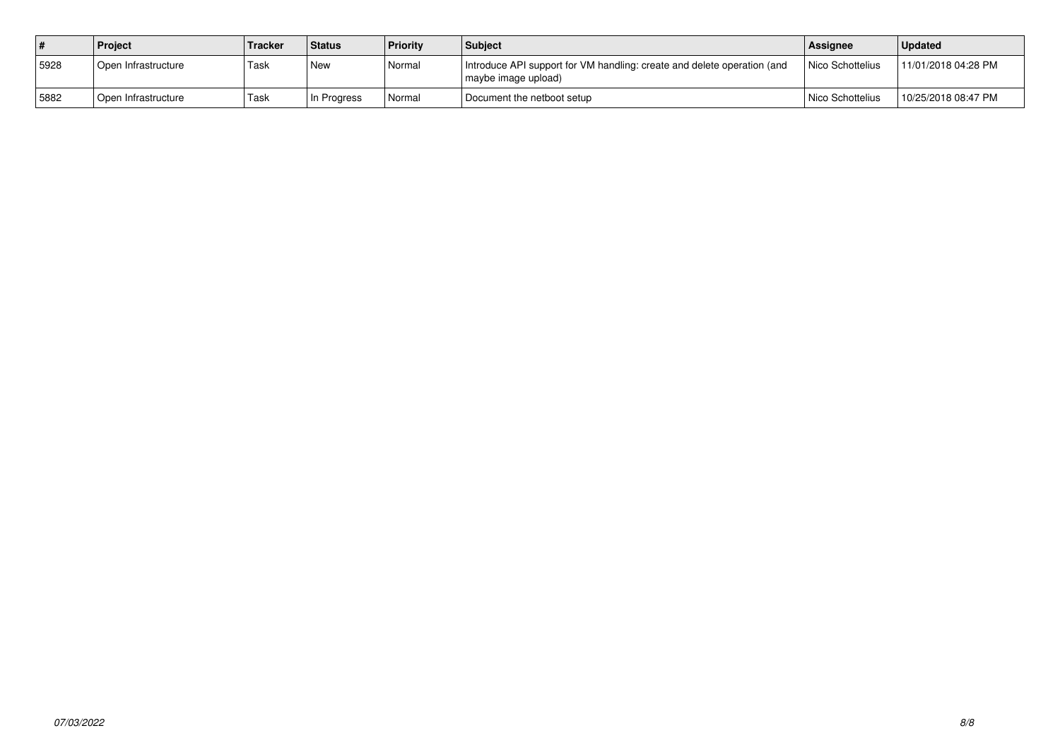| # | Project | Tracker | Status | Priority | Subject | Assignee | Updated |
|---|---|---|---|---|---|---|---|
| 5928 | Open Infrastructure | Task | New | Normal | Introduce API support for VM handling: create and delete operation (and maybe image upload) | Nico Schottelius | 11/01/2018 04:28 PM |
| 5882 | Open Infrastructure | Task | In Progress | Normal | Document the netboot setup | Nico Schottelius | 10/25/2018 08:47 PM |